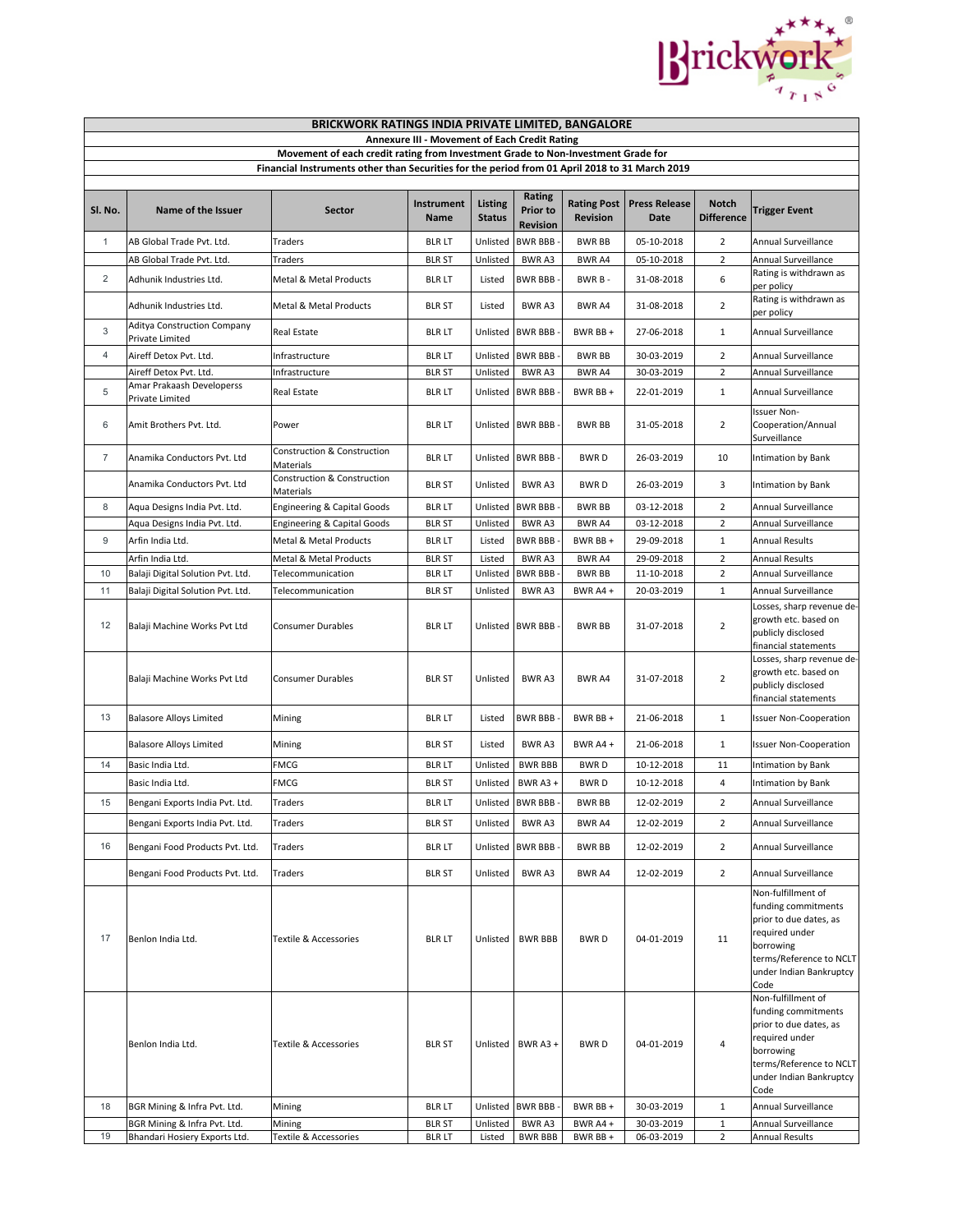## BRICKWORK RATINGS INDIA PRIVATE LIMITED, BANGALORE

**Annexure III - Movement of Each Credit Rating**

**Movement of each credit rating from Investment Grade to Non-Investment Grade for Financial Instruments other than Securities for the period from 01 April 2018 to 31 March 2019**

| Sl. No. | Name of the Issuer | Sector | Instrument Name | Listing Status | Rating Prior to Revision | Rating Post Revision | Press Release Date | Notch Difference | Trigger Event |
|---|---|---|---|---|---|---|---|---|---|
| 1 | AB Global Trade Pvt. Ltd. | Traders | BLR LT | Unlisted | BWR BBB - | BWR BB | 05-10-2018 | 2 | Annual Surveillance |
| | AB Global Trade Pvt. Ltd. | Traders | BLR ST | Unlisted | BWR A3 | BWR A4 | 05-10-2018 | 2 | Annual Surveillance |
| 2 | Adhunik Industries Ltd. | Metal & Metal Products | BLR LT | Listed | BWR BBB - | BWR B - | 31-08-2018 | 6 | Rating is withdrawn as per policy |
| | Adhunik Industries Ltd. | Metal & Metal Products | BLR ST | Listed | BWR A3 | BWR A4 | 31-08-2018 | 2 | Rating is withdrawn as per policy |
| 3 | Aditya Construction Company Private Limited | Real Estate | BLR LT | Unlisted | BWR BBB - | BWR BB + | 27-06-2018 | 1 | Annual Surveillance |
| 4 | Aireff Detox Pvt. Ltd. | Infrastructure | BLR LT | Unlisted | BWR BBB - | BWR BB | 30-03-2019 | 2 | Annual Surveillance |
| | Aireff Detox Pvt. Ltd. | Infrastructure | BLR ST | Unlisted | BWR A3 | BWR A4 | 30-03-2019 | 2 | Annual Surveillance |
| 5 | Amar Prakaash Developerss Private Limited | Real Estate | BLR LT | Unlisted | BWR BBB - | BWR BB + | 22-01-2019 | 1 | Annual Surveillance |
| 6 | Amit Brothers Pvt. Ltd. | Power | BLR LT | Unlisted | BWR BBB - | BWR BB | 31-05-2018 | 2 | Issuer Non-Cooperation/Annual Surveillance |
| 7 | Anamika Conductors Pvt. Ltd | Construction & Construction Materials | BLR LT | Unlisted | BWR BBB - | BWR D | 26-03-2019 | 10 | Intimation by Bank |
| | Anamika Conductors Pvt. Ltd | Construction & Construction Materials | BLR ST | Unlisted | BWR A3 | BWR D | 26-03-2019 | 3 | Intimation by Bank |
| 8 | Aqua Designs India Pvt. Ltd. | Engineering & Capital Goods | BLR LT | Unlisted | BWR BBB - | BWR BB | 03-12-2018 | 2 | Annual Surveillance |
| | Aqua Designs India Pvt. Ltd. | Engineering & Capital Goods | BLR ST | Unlisted | BWR A3 | BWR A4 | 03-12-2018 | 2 | Annual Surveillance |
| 9 | Arfin India Ltd. | Metal & Metal Products | BLR LT | Listed | BWR BBB - | BWR BB + | 29-09-2018 | 1 | Annual Results |
| | Arfin India Ltd. | Metal & Metal Products | BLR ST | Listed | BWR A3 | BWR A4 | 29-09-2018 | 2 | Annual Results |
| 10 | Balaji Digital Solution Pvt. Ltd. | Telecommunication | BLR LT | Unlisted | BWR BBB - | BWR BB | 11-10-2018 | 2 | Annual Surveillance |
| 11 | Balaji Digital Solution Pvt. Ltd. | Telecommunication | BLR ST | Unlisted | BWR A3 | BWR A4 + | 20-03-2019 | 1 | Annual Surveillance |
| 12 | Balaji Machine Works Pvt Ltd | Consumer Durables | BLR LT | Unlisted | BWR BBB - | BWR BB | 31-07-2018 | 2 | Losses, sharp revenue de-growth etc. based on publicly disclosed financial statements |
| | Balaji Machine Works Pvt Ltd | Consumer Durables | BLR ST | Unlisted | BWR A3 | BWR A4 | 31-07-2018 | 2 | Losses, sharp revenue de-growth etc. based on publicly disclosed financial statements |
| 13 | Balasore Alloys Limited | Mining | BLR LT | Listed | BWR BBB - | BWR BB + | 21-06-2018 | 1 | Issuer Non-Cooperation |
| | Balasore Alloys Limited | Mining | BLR ST | Listed | BWR A3 | BWR A4 + | 21-06-2018 | 1 | Issuer Non-Cooperation |
| 14 | Basic India Ltd. | FMCG | BLR LT | Unlisted | BWR BBB | BWR D | 10-12-2018 | 11 | Intimation by Bank |
| | Basic India Ltd. | FMCG | BLR ST | Unlisted | BWR A3 + | BWR D | 10-12-2018 | 4 | Intimation by Bank |
| 15 | Bengani Exports India Pvt. Ltd. | Traders | BLR LT | Unlisted | BWR BBB - | BWR BB | 12-02-2019 | 2 | Annual Surveillance |
| | Bengani Exports India Pvt. Ltd. | Traders | BLR ST | Unlisted | BWR A3 | BWR A4 | 12-02-2019 | 2 | Annual Surveillance |
| 16 | Bengani Food Products Pvt. Ltd. | Traders | BLR LT | Unlisted | BWR BBB - | BWR BB | 12-02-2019 | 2 | Annual Surveillance |
| | Bengani Food Products Pvt. Ltd. | Traders | BLR ST | Unlisted | BWR A3 | BWR A4 | 12-02-2019 | 2 | Annual Surveillance |
| 17 | Benlon India Ltd. | Textile & Accessories | BLR LT | Unlisted | BWR BBB | BWR D | 04-01-2019 | 11 | Non-fulfillment of funding commitments prior to due dates, as required under borrowing terms/Reference to NCLT under Indian Bankruptcy Code |
| | Benlon India Ltd. | Textile & Accessories | BLR ST | Unlisted | BWR A3 + | BWR D | 04-01-2019 | 4 | Non-fulfillment of funding commitments prior to due dates, as required under borrowing terms/Reference to NCLT under Indian Bankruptcy Code |
| 18 | BGR Mining & Infra Pvt. Ltd. | Mining | BLR LT | Unlisted | BWR BBB - | BWR BB + | 30-03-2019 | 1 | Annual Surveillance |
| | BGR Mining & Infra Pvt. Ltd. | Mining | BLR ST | Unlisted | BWR A3 | BWR A4 + | 30-03-2019 | 1 | Annual Surveillance |
| 19 | Bhandari Hosiery Exports Ltd. | Textile & Accessories | BLR LT | Listed | BWR BBB | BWR BB + | 06-03-2019 | 2 | Annual Results |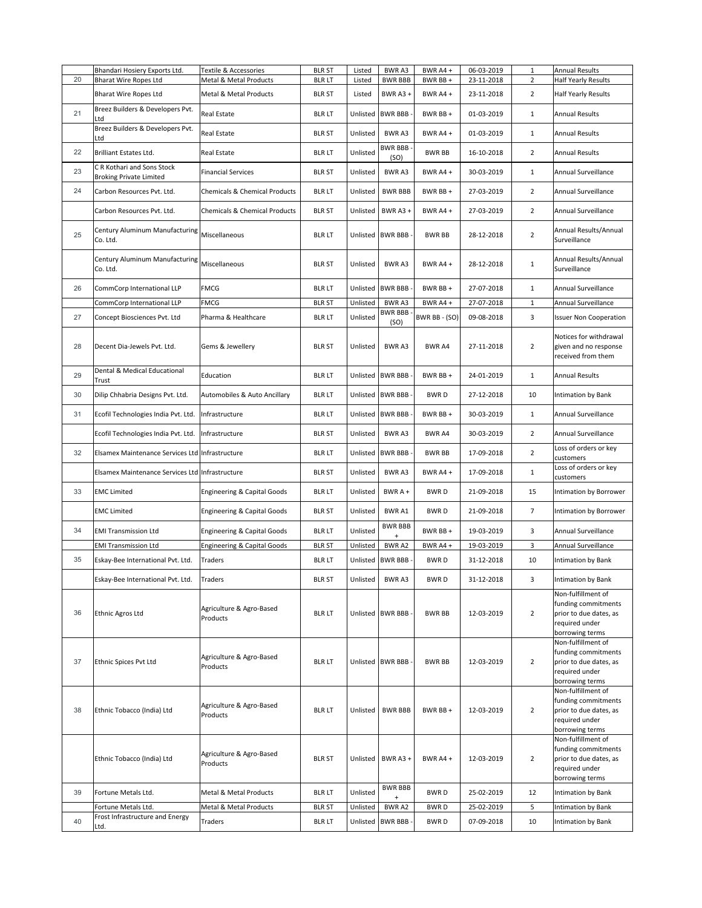| | | | | | | | | | |
|---|---|---|---|---|---|---|---|---|---|
| | Bhandari Hosiery Exports Ltd. | Textile & Accessories | BLR ST | Listed | BWR A3 | BWR A4 + | 06-03-2019 | 1 | Annual Results |
| 20 | Bharat Wire Ropes Ltd | Metal & Metal Products | BLR LT | Listed | BWR BBB | BWR BB + | 23-11-2018 | 2 | Half Yearly Results |
| | Bharat Wire Ropes Ltd | Metal & Metal Products | BLR ST | Listed | BWR A3 + | BWR A4 + | 23-11-2018 | 2 | Half Yearly Results |
| 21 | Breez Builders & Developers Pvt. Ltd | Real Estate | BLR LT | Unlisted | BWR BBB - | BWR BB + | 01-03-2019 | 1 | Annual Results |
| | Breez Builders & Developers Pvt. Ltd | Real Estate | BLR ST | Unlisted | BWR A3 | BWR A4 + | 01-03-2019 | 1 | Annual Results |
| 22 | Brilliant Estates Ltd. | Real Estate | BLR LT | Unlisted | BWR BBB - (SO) | BWR BB | 16-10-2018 | 2 | Annual Results |
| 23 | C R Kothari and Sons Stock Broking Private Limited | Financial Services | BLR ST | Unlisted | BWR A3 | BWR A4 + | 30-03-2019 | 1 | Annual Surveillance |
| 24 | Carbon Resources Pvt. Ltd. | Chemicals & Chemical Products | BLR LT | Unlisted | BWR BBB | BWR BB + | 27-03-2019 | 2 | Annual Surveillance |
| | Carbon Resources Pvt. Ltd. | Chemicals & Chemical Products | BLR ST | Unlisted | BWR A3 + | BWR A4 + | 27-03-2019 | 2 | Annual Surveillance |
| 25 | Century Aluminum Manufacturing Co. Ltd. | Miscellaneous | BLR LT | Unlisted | BWR BBB - | BWR BB | 28-12-2018 | 2 | Annual Results/Annual Surveillance |
| | Century Aluminum Manufacturing Co. Ltd. | Miscellaneous | BLR ST | Unlisted | BWR A3 | BWR A4 + | 28-12-2018 | 1 | Annual Results/Annual Surveillance |
| 26 | CommCorp International LLP | FMCG | BLR LT | Unlisted | BWR BBB - | BWR BB + | 27-07-2018 | 1 | Annual Surveillance |
| | CommCorp International LLP | FMCG | BLR ST | Unlisted | BWR A3 | BWR A4 + | 27-07-2018 | 1 | Annual Surveillance |
| 27 | Concept Biosciences Pvt. Ltd | Pharma & Healthcare | BLR LT | Unlisted | BWR BBB - (SO) | BWR BB - (SO) | 09-08-2018 | 3 | Issuer Non Cooperation |
| 28 | Decent Dia-Jewels Pvt. Ltd. | Gems & Jewellery | BLR ST | Unlisted | BWR A3 | BWR A4 | 27-11-2018 | 2 | Notices for withdrawal given and no response received from them |
| 29 | Dental & Medical Educational Trust | Education | BLR LT | Unlisted | BWR BBB - | BWR BB + | 24-01-2019 | 1 | Annual Results |
| 30 | Dilip Chhabria Designs Pvt. Ltd. | Automobiles & Auto Ancillary | BLR LT | Unlisted | BWR BBB - | BWR D | 27-12-2018 | 10 | Intimation by Bank |
| 31 | Ecofil Technologies India Pvt. Ltd. | Infrastructure | BLR LT | Unlisted | BWR BBB - | BWR BB + | 30-03-2019 | 1 | Annual Surveillance |
| | Ecofil Technologies India Pvt. Ltd. | Infrastructure | BLR ST | Unlisted | BWR A3 | BWR A4 | 30-03-2019 | 2 | Annual Surveillance |
| 32 | Elsamex Maintenance Services Ltd | Infrastructure | BLR LT | Unlisted | BWR BBB - | BWR BB | 17-09-2018 | 2 | Loss of orders or key customers |
| | Elsamex Maintenance Services Ltd | Infrastructure | BLR ST | Unlisted | BWR A3 | BWR A4 + | 17-09-2018 | 1 | Loss of orders or key customers |
| 33 | EMC Limited | Engineering & Capital Goods | BLR LT | Unlisted | BWR A + | BWR D | 21-09-2018 | 15 | Intimation by Borrower |
| | EMC Limited | Engineering & Capital Goods | BLR ST | Unlisted | BWR A1 | BWR D | 21-09-2018 | 7 | Intimation by Borrower |
| 34 | EMI Transmission Ltd | Engineering & Capital Goods | BLR LT | Unlisted | BWR BBB + | BWR BB + | 19-03-2019 | 3 | Annual Surveillance |
| | EMI Transmission Ltd | Engineering & Capital Goods | BLR ST | Unlisted | BWR A2 | BWR A4 + | 19-03-2019 | 3 | Annual Surveillance |
| 35 | Eskay-Bee International Pvt. Ltd. | Traders | BLR LT | Unlisted | BWR BBB - | BWR D | 31-12-2018 | 10 | Intimation by Bank |
| | Eskay-Bee International Pvt. Ltd. | Traders | BLR ST | Unlisted | BWR A3 | BWR D | 31-12-2018 | 3 | Intimation by Bank |
| 36 | Ethnic Agros Ltd | Agriculture & Agro-Based Products | BLR LT | Unlisted | BWR BBB - | BWR BB | 12-03-2019 | 2 | Non-fulfillment of funding commitments prior to due dates, as required under borrowing terms |
| 37 | Ethnic Spices Pvt Ltd | Agriculture & Agro-Based Products | BLR LT | Unlisted | BWR BBB - | BWR BB | 12-03-2019 | 2 | Non-fulfillment of funding commitments prior to due dates, as required under borrowing terms |
| 38 | Ethnic Tobacco (India) Ltd | Agriculture & Agro-Based Products | BLR LT | Unlisted | BWR BBB | BWR BB + | 12-03-2019 | 2 | Non-fulfillment of funding commitments prior to due dates, as required under borrowing terms |
| | Ethnic Tobacco (India) Ltd | Agriculture & Agro-Based Products | BLR ST | Unlisted | BWR A3 + | BWR A4 + | 12-03-2019 | 2 | Non-fulfillment of funding commitments prior to due dates, as required under borrowing terms |
| 39 | Fortune Metals Ltd. | Metal & Metal Products | BLR LT | Unlisted | BWR BBB + | BWR D | 25-02-2019 | 12 | Intimation by Bank |
| | Fortune Metals Ltd. | Metal & Metal Products | BLR ST | Unlisted | BWR A2 | BWR D | 25-02-2019 | 5 | Intimation by Bank |
| 40 | Frost Infrastructure and Energy Ltd. | Traders | BLR LT | Unlisted | BWR BBB - | BWR D | 07-09-2018 | 10 | Intimation by Bank |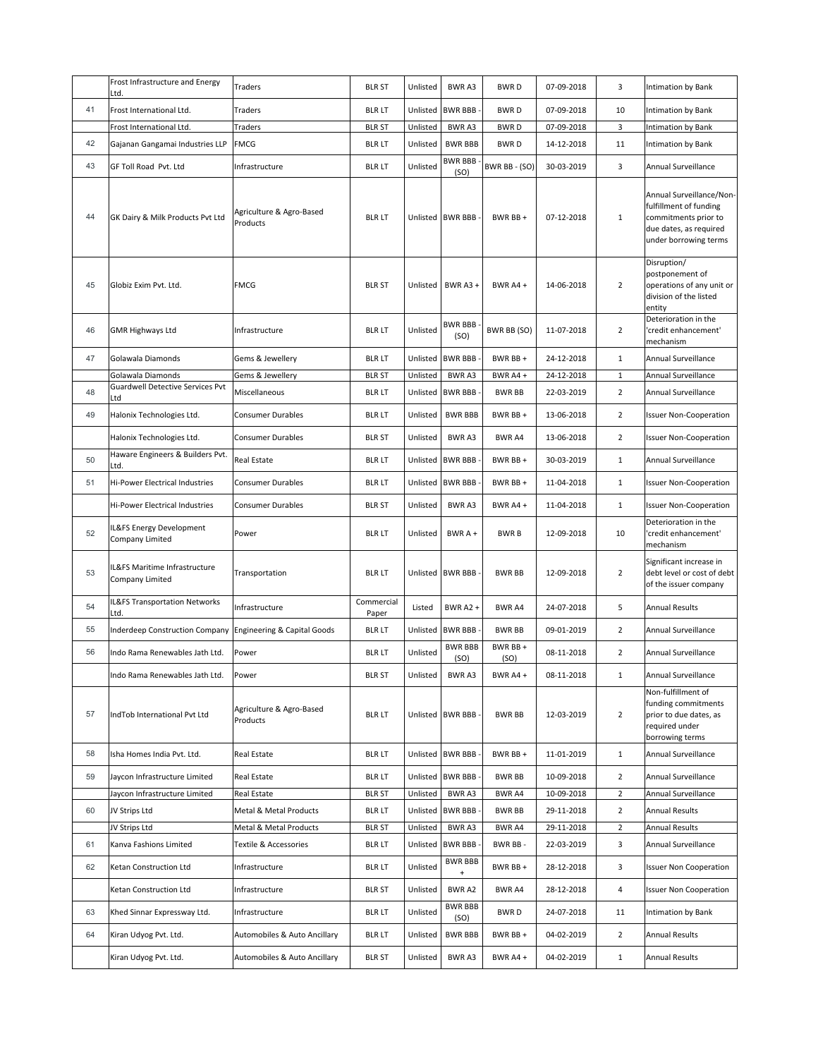|  | Frost Infrastructure and Energy Ltd. | Traders | BLR ST | Unlisted | BWR A3 | BWR D | 07-09-2018 | 3 | Intimation by Bank |
|---|---|---|---|---|---|---|---|---|---|
| 41 | Frost International Ltd. | Traders | BLR LT | Unlisted | BWR BBB - | BWR D | 07-09-2018 | 10 | Intimation by Bank |
|  | Frost International Ltd. | Traders | BLR ST | Unlisted | BWR A3 | BWR D | 07-09-2018 | 3 | Intimation by Bank |
| 42 | Gajanan Gangamai Industries LLP | FMCG | BLR LT | Unlisted | BWR BBB | BWR D | 14-12-2018 | 11 | Intimation by Bank |
| 43 | GF Toll Road Pvt. Ltd | Infrastructure | BLR LT | Unlisted | BWR BBB - (SO) | BWR BB - (SO) | 30-03-2019 | 3 | Annual Surveillance |
| 44 | GK Dairy & Milk Products Pvt Ltd | Agriculture & Agro-Based Products | BLR LT | Unlisted | BWR BBB - | BWR BB + | 07-12-2018 | 1 | Annual Surveillance/Non-fulfillment of funding commitments prior to due dates, as required under borrowing terms |
| 45 | Globiz Exim Pvt. Ltd. | FMCG | BLR ST | Unlisted | BWR A3 + | BWR A4 + | 14-06-2018 | 2 | Disruption/ postponement of operations of any unit or division of the listed entity |
| 46 | GMR Highways Ltd | Infrastructure | BLR LT | Unlisted | BWR BBB - (SO) | BWR BB (SO) | 11-07-2018 | 2 | Deterioration in the 'credit enhancement' mechanism |
| 47 | Golawala Diamonds | Gems & Jewellery | BLR LT | Unlisted | BWR BBB - | BWR BB + | 24-12-2018 | 1 | Annual Surveillance |
|  | Golawala Diamonds | Gems & Jewellery | BLR ST | Unlisted | BWR A3 | BWR A4 + | 24-12-2018 | 1 | Annual Surveillance |
| 48 | Guardwell Detective Services Pvt Ltd | Miscellaneous | BLR LT | Unlisted | BWR BBB - | BWR BB | 22-03-2019 | 2 | Annual Surveillance |
| 49 | Halonix Technologies Ltd. | Consumer Durables | BLR LT | Unlisted | BWR BBB | BWR BB + | 13-06-2018 | 2 | Issuer Non-Cooperation |
|  | Halonix Technologies Ltd. | Consumer Durables | BLR ST | Unlisted | BWR A3 | BWR A4 | 13-06-2018 | 2 | Issuer Non-Cooperation |
| 50 | Haware Engineers & Builders Pvt. Ltd. | Real Estate | BLR LT | Unlisted | BWR BBB - | BWR BB + | 30-03-2019 | 1 | Annual Surveillance |
| 51 | Hi-Power Electrical Industries | Consumer Durables | BLR LT | Unlisted | BWR BBB - | BWR BB + | 11-04-2018 | 1 | Issuer Non-Cooperation |
|  | Hi-Power Electrical Industries | Consumer Durables | BLR ST | Unlisted | BWR A3 | BWR A4 + | 11-04-2018 | 1 | Issuer Non-Cooperation |
| 52 | IL&FS Energy Development Company Limited | Power | BLR LT | Unlisted | BWR A + | BWR B | 12-09-2018 | 10 | Deterioration in the 'credit enhancement' mechanism |
| 53 | IL&FS Maritime Infrastructure Company Limited | Transportation | BLR LT | Unlisted | BWR BBB - | BWR BB | 12-09-2018 | 2 | Significant increase in debt level or cost of debt of the issuer company |
| 54 | IL&FS Transportation Networks Ltd. | Infrastructure | Commercial Paper | Listed | BWR A2 + | BWR A4 | 24-07-2018 | 5 | Annual Results |
| 55 | Inderdeep Construction Company | Engineering & Capital Goods | BLR LT | Unlisted | BWR BBB - | BWR BB | 09-01-2019 | 2 | Annual Surveillance |
| 56 | Indo Rama Renewables Jath Ltd. | Power | BLR LT | Unlisted | BWR BBB (SO) | BWR BB + (SO) | 08-11-2018 | 2 | Annual Surveillance |
|  | Indo Rama Renewables Jath Ltd. | Power | BLR ST | Unlisted | BWR A3 | BWR A4 + | 08-11-2018 | 1 | Annual Surveillance |
| 57 | IndTob International Pvt Ltd | Agriculture & Agro-Based Products | BLR LT | Unlisted | BWR BBB - | BWR BB | 12-03-2019 | 2 | Non-fulfillment of funding commitments prior to due dates, as required under borrowing terms |
| 58 | Isha Homes India Pvt. Ltd. | Real Estate | BLR LT | Unlisted | BWR BBB - | BWR BB + | 11-01-2019 | 1 | Annual Surveillance |
| 59 | Jaycon Infrastructure Limited | Real Estate | BLR LT | Unlisted | BWR BBB - | BWR BB | 10-09-2018 | 2 | Annual Surveillance |
|  | Jaycon Infrastructure Limited | Real Estate | BLR ST | Unlisted | BWR A3 | BWR A4 | 10-09-2018 | 2 | Annual Surveillance |
| 60 | JV Strips Ltd | Metal & Metal Products | BLR LT | Unlisted | BWR BBB - | BWR BB | 29-11-2018 | 2 | Annual Results |
|  | JV Strips Ltd | Metal & Metal Products | BLR ST | Unlisted | BWR A3 | BWR A4 | 29-11-2018 | 2 | Annual Results |
| 61 | Kanva Fashions Limited | Textile & Accessories | BLR LT | Unlisted | BWR BBB - | BWR BB - | 22-03-2019 | 3 | Annual Surveillance |
| 62 | Ketan Construction Ltd | Infrastructure | BLR LT | Unlisted | BWR BBB + | BWR BB + | 28-12-2018 | 3 | Issuer Non Cooperation |
|  | Ketan Construction Ltd | Infrastructure | BLR ST | Unlisted | BWR A2 | BWR A4 | 28-12-2018 | 4 | Issuer Non Cooperation |
| 63 | Khed Sinnar Expressway Ltd. | Infrastructure | BLR LT | Unlisted | BWR BBB (SO) | BWR D | 24-07-2018 | 11 | Intimation by Bank |
| 64 | Kiran Udyog Pvt. Ltd. | Automobiles & Auto Ancillary | BLR LT | Unlisted | BWR BBB | BWR BB + | 04-02-2019 | 2 | Annual Results |
|  | Kiran Udyog Pvt. Ltd. | Automobiles & Auto Ancillary | BLR ST | Unlisted | BWR A3 | BWR A4 + | 04-02-2019 | 1 | Annual Results |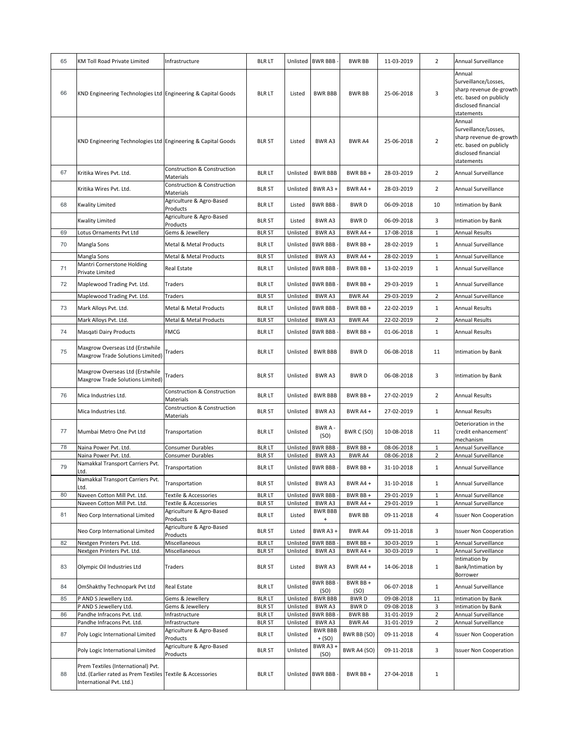| 65 | KM Toll Road Private Limited | Infrastructure | BLR LT | Unlisted | BWR BBB - | BWR BB | 11-03-2019 | 2 | Annual Surveillance |
|---|---|---|---|---|---|---|---|---|---|
| 66 | KND Engineering Technologies Ltd | Engineering & Capital Goods | BLR LT | Listed | BWR BBB | BWR BB | 25-06-2018 | 3 | Annual Surveillance/Losses, sharp revenue de-growth etc. based on publicly disclosed financial statements |
| | KND Engineering Technologies Ltd | Engineering & Capital Goods | BLR ST | Listed | BWR A3 | BWR A4 | 25-06-2018 | 2 | Annual Surveillance/Losses, sharp revenue de-growth etc. based on publicly disclosed financial statements |
| 67 | Kritika Wires Pvt. Ltd. | Construction & Construction Materials | BLR LT | Unlisted | BWR BBB | BWR BB + | 28-03-2019 | 2 | Annual Surveillance |
| | Kritika Wires Pvt. Ltd. | Construction & Construction Materials | BLR ST | Unlisted | BWR A3 + | BWR A4 + | 28-03-2019 | 2 | Annual Surveillance |
| 68 | Kwality Limited | Agriculture & Agro-Based Products | BLR LT | Listed | BWR BBB - | BWR D | 06-09-2018 | 10 | Intimation by Bank |
| | Kwality Limited | Agriculture & Agro-Based Products | BLR ST | Listed | BWR A3 | BWR D | 06-09-2018 | 3 | Intimation by Bank |
| 69 | Lotus Ornaments Pvt Ltd | Gems & Jewellery | BLR ST | Unlisted | BWR A3 | BWR A4 + | 17-08-2018 | 1 | Annual Results |
| 70 | Mangla Sons | Metal & Metal Products | BLR LT | Unlisted | BWR BBB - | BWR BB + | 28-02-2019 | 1 | Annual Surveillance |
| | Mangla Sons | Metal & Metal Products | BLR ST | Unlisted | BWR A3 | BWR A4 + | 28-02-2019 | 1 | Annual Surveillance |
| 71 | Mantri Cornerstone Holding Private Limited | Real Estate | BLR LT | Unlisted | BWR BBB - | BWR BB + | 13-02-2019 | 1 | Annual Surveillance |
| 72 | Maplewood Trading Pvt. Ltd. | Traders | BLR LT | Unlisted | BWR BBB - | BWR BB + | 29-03-2019 | 1 | Annual Surveillance |
| | Maplewood Trading Pvt. Ltd. | Traders | BLR ST | Unlisted | BWR A3 | BWR A4 | 29-03-2019 | 2 | Annual Surveillance |
| 73 | Mark Alloys Pvt. Ltd. | Metal & Metal Products | BLR LT | Unlisted | BWR BBB - | BWR BB + | 22-02-2019 | 1 | Annual Results |
| | Mark Alloys Pvt. Ltd. | Metal & Metal Products | BLR ST | Unlisted | BWR A3 | BWR A4 | 22-02-2019 | 2 | Annual Results |
| 74 | Masqati Dairy Products | FMCG | BLR LT | Unlisted | BWR BBB - | BWR BB + | 01-06-2018 | 1 | Annual Results |
| 75 | Maxgrow Overseas Ltd (Erstwhile Maxgrow Trade Solutions Limited) | Traders | BLR LT | Unlisted | BWR BBB | BWR D | 06-08-2018 | 11 | Intimation by Bank |
| | Maxgrow Overseas Ltd (Erstwhile Maxgrow Trade Solutions Limited) | Traders | BLR ST | Unlisted | BWR A3 | BWR D | 06-08-2018 | 3 | Intimation by Bank |
| 76 | Mica Industries Ltd. | Construction & Construction Materials | BLR LT | Unlisted | BWR BBB | BWR BB + | 27-02-2019 | 2 | Annual Results |
| | Mica Industries Ltd. | Construction & Construction Materials | BLR ST | Unlisted | BWR A3 | BWR A4 + | 27-02-2019 | 1 | Annual Results |
| 77 | Mumbai Metro One Pvt Ltd | Transportation | BLR LT | Unlisted | BWR A - (SO) | BWR C (SO) | 10-08-2018 | 11 | Deterioration in the 'credit enhancement' mechanism |
| 78 | Naina Power Pvt. Ltd. | Consumer Durables | BLR LT | Unlisted | BWR BBB - | BWR BB + | 08-06-2018 | 1 | Annual Surveillance |
| | Naina Power Pvt. Ltd. | Consumer Durables | BLR ST | Unlisted | BWR A3 | BWR A4 | 08-06-2018 | 2 | Annual Surveillance |
| 79 | Namakkal Transport Carriers Pvt. Ltd. | Transportation | BLR LT | Unlisted | BWR BBB - | BWR BB + | 31-10-2018 | 1 | Annual Surveillance |
| | Namakkal Transport Carriers Pvt. Ltd. | Transportation | BLR ST | Unlisted | BWR A3 | BWR A4 + | 31-10-2018 | 1 | Annual Surveillance |
| 80 | Naveen Cotton Mill Pvt. Ltd. | Textile & Accessories | BLR LT | Unlisted | BWR BBB - | BWR BB + | 29-01-2019 | 1 | Annual Surveillance |
| | Naveen Cotton Mill Pvt. Ltd. | Textile & Accessories | BLR ST | Unlisted | BWR A3 | BWR A4 + | 29-01-2019 | 1 | Annual Surveillance |
| 81 | Neo Corp International Limited | Agriculture & Agro-Based Products | BLR LT | Listed | BWR BBB + | BWR BB | 09-11-2018 | 4 | Issuer Non Cooperation |
| | Neo Corp International Limited | Agriculture & Agro-Based Products | BLR ST | Listed | BWR A3 + | BWR A4 | 09-11-2018 | 3 | Issuer Non Cooperation |
| 82 | Nextgen Printers Pvt. Ltd. | Miscellaneous | BLR LT | Unlisted | BWR BBB - | BWR BB + | 30-03-2019 | 1 | Annual Surveillance |
| | Nextgen Printers Pvt. Ltd. | Miscellaneous | BLR ST | Unlisted | BWR A3 | BWR A4 + | 30-03-2019 | 1 | Annual Surveillance |
| 83 | Olympic Oil Industries Ltd | Traders | BLR ST | Listed | BWR A3 | BWR A4 + | 14-06-2018 | 1 | Intimation by Bank/Intimation by Borrower |
| 84 | OmShakthy Technopark Pvt Ltd | Real Estate | BLR LT | Unlisted | BWR BBB - (SO) | BWR BB + (SO) | 06-07-2018 | 1 | Annual Surveillance |
| 85 | P AND S Jewellery Ltd. | Gems & Jewellery | BLR LT | Unlisted | BWR BBB | BWR D | 09-08-2018 | 11 | Intimation by Bank |
| | P AND S Jewellery Ltd. | Gems & Jewellery | BLR ST | Unlisted | BWR A3 | BWR D | 09-08-2018 | 3 | Intimation by Bank |
| 86 | Pandhe Infracons Pvt. Ltd. | Infrastructure | BLR LT | Unlisted | BWR BBB - | BWR BB | 31-01-2019 | 2 | Annual Surveillance |
| | Pandhe Infracons Pvt. Ltd. | Infrastructure | BLR ST | Unlisted | BWR A3 | BWR A4 | 31-01-2019 | 2 | Annual Surveillance |
| 87 | Poly Logic International Limited | Agriculture & Agro-Based Products | BLR LT | Unlisted | BWR BBB + (SO) | BWR BB (SO) | 09-11-2018 | 4 | Issuer Non Cooperation |
| | Poly Logic International Limited | Agriculture & Agro-Based Products | BLR ST | Unlisted | BWR A3 + (SO) | BWR A4 (SO) | 09-11-2018 | 3 | Issuer Non Cooperation |
| 88 | Prem Textiles (International) Pvt. Ltd. (Earlier rated as Prem Textiles International Pvt. Ltd.) | Textile & Accessories | BLR LT | Unlisted | BWR BBB - | BWR BB + | 27-04-2018 | 1 | |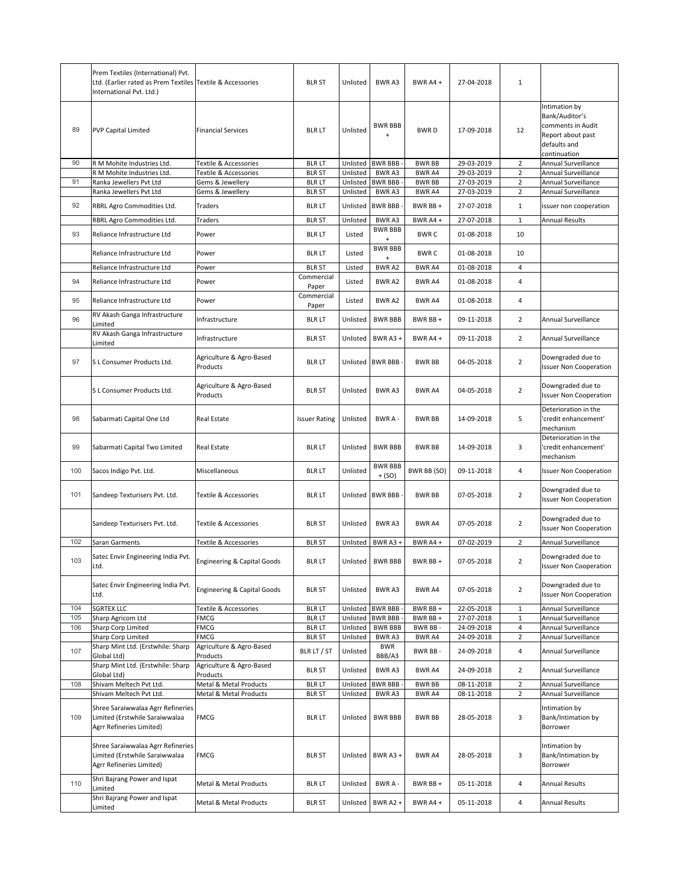| | Prem Textiles (International) Pvt. Ltd. (Earlier rated as Prem Textiles International Pvt. Ltd.) | Textile & Accessories | BLR ST | Unlisted | BWR A3 | BWR A4 + | 27-04-2018 | 1 | |
|---|---|---|---|---|---|---|---|---|---|
| 89 | PVP Capital Limited | Financial Services | BLR LT | Unlisted | BWR BBB + | BWR D | 17-09-2018 | 12 | Intimation by Bank/Auditor's comments in Audit Report about past defaults and continuation |
| 90 | R M Mohite Industries Ltd. | Textile & Accessories | BLR LT | Unlisted | BWR BBB - | BWR BB | 29-03-2019 | 2 | Annual Surveillance |
| | R M Mohite Industries Ltd. | Textile & Accessories | BLR ST | Unlisted | BWR A3 | BWR A4 | 29-03-2019 | 2 | Annual Surveillance |
| 91 | Ranka Jewellers Pvt Ltd | Gems & Jewellery | BLR LT | Unlisted | BWR BBB - | BWR BB | 27-03-2019 | 2 | Annual Surveillance |
| | Ranka Jewellers Pvt Ltd | Gems & Jewellery | BLR ST | Unlisted | BWR A3 | BWR A4 | 27-03-2019 | 2 | Annual Surveillance |
| 92 | RBRL Agro Commodities Ltd. | Traders | BLR LT | Unlisted | BWR BBB - | BWR BB + | 27-07-2018 | 1 | issuer non cooperation |
| | RBRL Agro Commodities Ltd. | Traders | BLR ST | Unlisted | BWR A3 | BWR A4 + | 27-07-2018 | 1 | Annual Results |
| 93 | Reliance Infrastructure Ltd | Power | BLR LT | Listed | BWR BBB + | BWR C | 01-08-2018 | 10 | |
| | Reliance Infrastructure Ltd | Power | BLR LT | Listed | BWR BBB + | BWR C | 01-08-2018 | 10 | |
| | Reliance Infrastructure Ltd | Power | BLR ST | Listed | BWR A2 | BWR A4 | 01-08-2018 | 4 | |
| 94 | Reliance Infrastructure Ltd | Power | Commercial Paper | Listed | BWR A2 | BWR A4 | 01-08-2018 | 4 | |
| 95 | Reliance Infrastructure Ltd | Power | Commercial Paper | Listed | BWR A2 | BWR A4 | 01-08-2018 | 4 | |
| 96 | RV Akash Ganga Infrastructure Limited | Infrastructure | BLR LT | Unlisted | BWR BBB | BWR BB + | 09-11-2018 | 2 | Annual Surveillance |
| | RV Akash Ganga Infrastructure Limited | Infrastructure | BLR ST | Unlisted | BWR A3 + | BWR A4 + | 09-11-2018 | 2 | Annual Surveillance |
| 97 | S L Consumer Products Ltd. | Agriculture & Agro-Based Products | BLR LT | Unlisted | BWR BBB - | BWR BB | 04-05-2018 | 2 | Downgraded due to Issuer Non Cooperation |
| | S L Consumer Products Ltd. | Agriculture & Agro-Based Products | BLR ST | Unlisted | BWR A3 | BWR A4 | 04-05-2018 | 2 | Downgraded due to Issuer Non Cooperation |
| 98 | Sabarmati Capital One Ltd | Real Estate | Issuer Rating | Unlisted | BWR A - | BWR BB | 14-09-2018 | 5 | Deterioration in the 'credit enhancement' mechanism |
| 99 | Sabarmati Capital Two Limited | Real Estate | BLR LT | Unlisted | BWR BBB | BWR BB | 14-09-2018 | 3 | Deterioration in the 'credit enhancement' mechanism |
| 100 | Sacos Indigo Pvt. Ltd. | Miscellaneous | BLR LT | Unlisted | BWR BBB + (SO) | BWR BB (SO) | 09-11-2018 | 4 | Issuer Non Cooperation |
| 101 | Sandeep Texturisers Pvt. Ltd. | Textile & Accessories | BLR LT | Unlisted | BWR BBB - | BWR BB | 07-05-2018 | 2 | Downgraded due to Issuer Non Cooperation |
| | Sandeep Texturisers Pvt. Ltd. | Textile & Accessories | BLR ST | Unlisted | BWR A3 | BWR A4 | 07-05-2018 | 2 | Downgraded due to Issuer Non Cooperation |
| 102 | Saran Garments | Textile & Accessories | BLR ST | Unlisted | BWR A3 + | BWR A4 + | 07-02-2019 | 2 | Annual Surveillance |
| 103 | Satec Envir Engineering India Pvt. Ltd. | Engineering & Capital Goods | BLR LT | Unlisted | BWR BBB | BWR BB + | 07-05-2018 | 2 | Downgraded due to Issuer Non Cooperation |
| | Satec Envir Engineering India Pvt. Ltd. | Engineering & Capital Goods | BLR ST | Unlisted | BWR A3 | BWR A4 | 07-05-2018 | 2 | Downgraded due to Issuer Non Cooperation |
| 104 | SGRTEX LLC | Textile & Accessories | BLR LT | Unlisted | BWR BBB - | BWR BB + | 22-05-2018 | 1 | Annual Surveillance |
| 105 | Sharp Agricom Ltd | FMCG | BLR LT | Unlisted | BWR BBB - | BWR BB + | 27-07-2018 | 1 | Annual Surveillance |
| 106 | Sharp Corp Limited | FMCG | BLR LT | Unlisted | BWR BBB | BWR BB - | 24-09-2018 | 4 | Annual Surveillance |
| | Sharp Corp Limited | FMCG | BLR ST | Unlisted | BWR A3 | BWR A4 | 24-09-2018 | 2 | Annual Surveillance |
| 107 | Sharp Mint Ltd. (Erstwhile: Sharp Global Ltd) | Agriculture & Agro-Based Products | BLR LT / ST | Unlisted | BWR BBB/A3 | BWR BB - | 24-09-2018 | 4 | Annual Surveillance |
| | Sharp Mint Ltd. (Erstwhile: Sharp Global Ltd) | Agriculture & Agro-Based Products | BLR ST | Unlisted | BWR A3 | BWR A4 | 24-09-2018 | 2 | Annual Surveillance |
| 108 | Shivam Meltech Pvt Ltd. | Metal & Metal Products | BLR LT | Unlisted | BWR BBB - | BWR BB | 08-11-2018 | 2 | Annual Surveillance |
| | Shivam Meltech Pvt Ltd. | Metal & Metal Products | BLR ST | Unlisted | BWR A3 | BWR A4 | 08-11-2018 | 2 | Annual Surveillance |
| 109 | Shree Saraiwwalaa Agrr Refineries Limited (Erstwhile Saraiwwalaa Agrr Refineries Limited) | FMCG | BLR LT | Unlisted | BWR BBB | BWR BB | 28-05-2018 | 3 | Intimation by Bank/Intimation by Borrower |
| | Shree Saraiwwalaa Agrr Refineries Limited (Erstwhile Saraiwwalaa Agrr Refineries Limited) | FMCG | BLR ST | Unlisted | BWR A3 + | BWR A4 | 28-05-2018 | 3 | Intimation by Bank/Intimation by Borrower |
| 110 | Shri Bajrang Power and Ispat Limited | Metal & Metal Products | BLR LT | Unlisted | BWR A - | BWR BB + | 05-11-2018 | 4 | Annual Results |
| | Shri Bajrang Power and Ispat Limited | Metal & Metal Products | BLR ST | Unlisted | BWR A2 + | BWR A4 + | 05-11-2018 | 4 | Annual Results |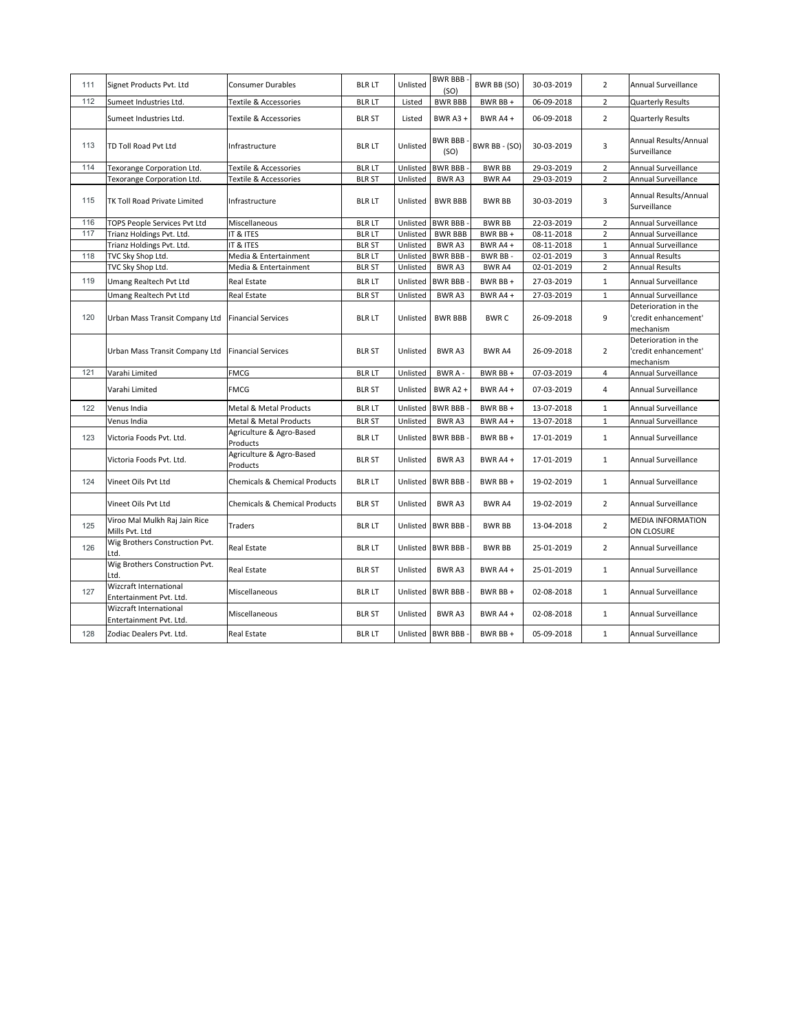| | | | | | | | | | |
|---|---|---|---|---|---|---|---|---|---|
| 111 | Signet Products Pvt. Ltd | Consumer Durables | BLR LT | Unlisted | BWR BBB - (SO) | BWR BB (SO) | 30-03-2019 | 2 | Annual Surveillance |
| 112 | Sumeet Industries Ltd. | Textile & Accessories | BLR LT | Listed | BWR BBB | BWR BB + | 06-09-2018 | 2 | Quarterly Results |
| | Sumeet Industries Ltd. | Textile & Accessories | BLR ST | Listed | BWR A3 + | BWR A4 + | 06-09-2018 | 2 | Quarterly Results |
| 113 | TD Toll Road Pvt Ltd | Infrastructure | BLR LT | Unlisted | BWR BBB - (SO) | BWR BB - (SO) | 30-03-2019 | 3 | Annual Results/Annual Surveillance |
| 114 | Texorange Corporation Ltd. | Textile & Accessories | BLR LT | Unlisted | BWR BBB - | BWR BB | 29-03-2019 | 2 | Annual Surveillance |
| | Texorange Corporation Ltd. | Textile & Accessories | BLR ST | Unlisted | BWR A3 | BWR A4 | 29-03-2019 | 2 | Annual Surveillance |
| 115 | TK Toll Road Private Limited | Infrastructure | BLR LT | Unlisted | BWR BBB | BWR BB | 30-03-2019 | 3 | Annual Results/Annual Surveillance |
| 116 | TOPS People Services Pvt Ltd | Miscellaneous | BLR LT | Unlisted | BWR BBB - | BWR BB | 22-03-2019 | 2 | Annual Surveillance |
| 117 | Trianz Holdings Pvt. Ltd. | IT & ITES | BLR LT | Unlisted | BWR BBB | BWR BB + | 08-11-2018 | 2 | Annual Surveillance |
| | Trianz Holdings Pvt. Ltd. | IT & ITES | BLR ST | Unlisted | BWR A3 | BWR A4 + | 08-11-2018 | 1 | Annual Surveillance |
| 118 | TVC Sky Shop Ltd. | Media & Entertainment | BLR LT | Unlisted | BWR BBB - | BWR BB - | 02-01-2019 | 3 | Annual Results |
| | TVC Sky Shop Ltd. | Media & Entertainment | BLR ST | Unlisted | BWR A3 | BWR A4 | 02-01-2019 | 2 | Annual Results |
| 119 | Umang Realtech Pvt Ltd | Real Estate | BLR LT | Unlisted | BWR BBB - | BWR BB + | 27-03-2019 | 1 | Annual Surveillance |
| | Umang Realtech Pvt Ltd | Real Estate | BLR ST | Unlisted | BWR A3 | BWR A4 + | 27-03-2019 | 1 | Annual Surveillance |
| 120 | Urban Mass Transit Company Ltd | Financial Services | BLR LT | Unlisted | BWR BBB | BWR C | 26-09-2018 | 9 | Deterioration in the 'credit enhancement' mechanism |
| | Urban Mass Transit Company Ltd | Financial Services | BLR ST | Unlisted | BWR A3 | BWR A4 | 26-09-2018 | 2 | Deterioration in the 'credit enhancement' mechanism |
| 121 | Varahi Limited | FMCG | BLR LT | Unlisted | BWR A - | BWR BB + | 07-03-2019 | 4 | Annual Surveillance |
| | Varahi Limited | FMCG | BLR ST | Unlisted | BWR A2 + | BWR A4 + | 07-03-2019 | 4 | Annual Surveillance |
| 122 | Venus India | Metal & Metal Products | BLR LT | Unlisted | BWR BBB - | BWR BB + | 13-07-2018 | 1 | Annual Surveillance |
| | Venus India | Metal & Metal Products | BLR ST | Unlisted | BWR A3 | BWR A4 + | 13-07-2018 | 1 | Annual Surveillance |
| 123 | Victoria Foods Pvt. Ltd. | Agriculture & Agro-Based Products | BLR LT | Unlisted | BWR BBB - | BWR BB + | 17-01-2019 | 1 | Annual Surveillance |
| | Victoria Foods Pvt. Ltd. | Agriculture & Agro-Based Products | BLR ST | Unlisted | BWR A3 | BWR A4 + | 17-01-2019 | 1 | Annual Surveillance |
| 124 | Vineet Oils Pvt Ltd | Chemicals & Chemical Products | BLR LT | Unlisted | BWR BBB - | BWR BB + | 19-02-2019 | 1 | Annual Surveillance |
| | Vineet Oils Pvt Ltd | Chemicals & Chemical Products | BLR ST | Unlisted | BWR A3 | BWR A4 | 19-02-2019 | 2 | Annual Surveillance |
| 125 | Viroo Mal Mulkh Raj Jain Rice Mills Pvt. Ltd | Traders | BLR LT | Unlisted | BWR BBB - | BWR BB | 13-04-2018 | 2 | MEDIA INFORMATION ON CLOSURE |
| 126 | Wig Brothers Construction Pvt. Ltd. | Real Estate | BLR LT | Unlisted | BWR BBB - | BWR BB | 25-01-2019 | 2 | Annual Surveillance |
| | Wig Brothers Construction Pvt. Ltd. | Real Estate | BLR ST | Unlisted | BWR A3 | BWR A4 + | 25-01-2019 | 1 | Annual Surveillance |
| 127 | Wizcraft International Entertainment Pvt. Ltd. | Miscellaneous | BLR LT | Unlisted | BWR BBB - | BWR BB + | 02-08-2018 | 1 | Annual Surveillance |
| | Wizcraft International Entertainment Pvt. Ltd. | Miscellaneous | BLR ST | Unlisted | BWR A3 | BWR A4 + | 02-08-2018 | 1 | Annual Surveillance |
| 128 | Zodiac Dealers Pvt. Ltd. | Real Estate | BLR LT | Unlisted | BWR BBB - | BWR BB + | 05-09-2018 | 1 | Annual Surveillance |